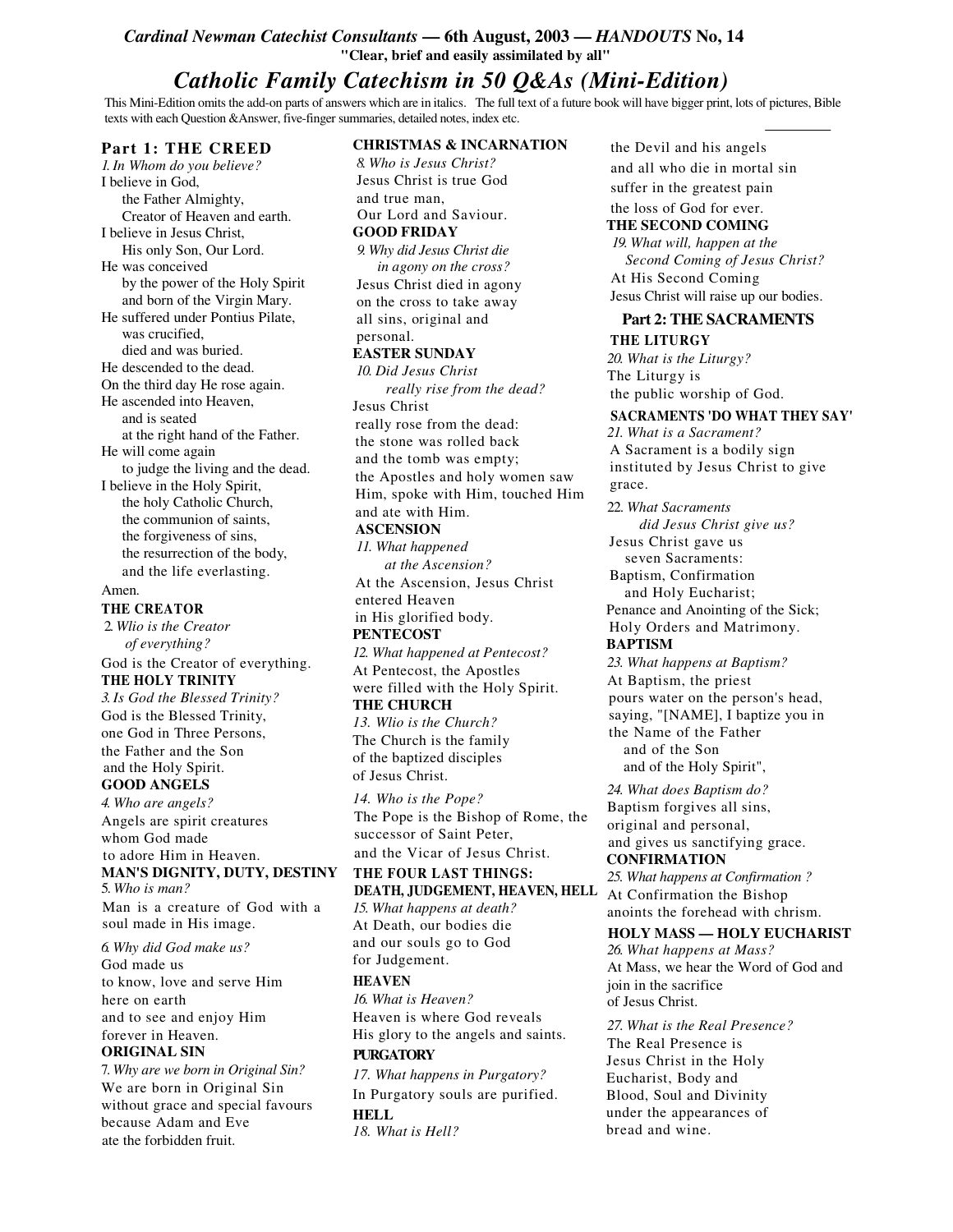*Cardinal Newman Catechist Consultants* **— 6th August, 2003 —** ***HANDOUTS*** **No, 14**

**"Clear, brief and easily assimilated by all"**

# *Catholic Family Catechism in 50 Q&As (Mini-Edition)*

This Mini-Edition omits the add-on parts of answers which are in italics. The full text of a future book will have bigger print, lots of pictures, Bible texts with each Question &Answer, five-finger summaries, detailed notes, index etc.

## Part 1: THE CREED

*1. In Whom do you believe?*

I believe in God,
the Father Almighty,
Creator of Heaven and earth.
I believe in Jesus Christ,
His only Son, Our Lord.
He was conceived
by the power of the Holy Spirit
and born of the Virgin Mary.
He suffered under Pontius Pilate,
was crucified,
died and was buried.
He descended to the dead.
On the third day He rose again.
He ascended into Heaven,
and is seated
at the right hand of the Father.
He will come again
to judge the living and the dead.
I believe in the Holy Spirit,
the holy Catholic Church,
the communion of saints,
the forgiveness of sins,
the resurrection of the body,
and the life everlasting.
Amen.

**THE CREATOR**

*2. Wlio is the Creator of everything?*

God is the Creator of everything.

**THE HOLY TRINITY**

*3. Is God the Blessed Trinity?*

God is the Blessed Trinity, one God in Three Persons, the Father and the Son and the Holy Spirit.

**GOOD ANGELS**

*4. Who are angels?*

Angels are spirit creatures whom God made to adore Him in Heaven.

**MAN'S DIGNITY, DUTY, DESTINY**

*5. Who is man?*

Man is a creature of God with a soul made in His image.

*6. Why did God make us?*

God made us to know, love and serve Him here on earth and to see and enjoy Him forever in Heaven.

**ORIGINAL SIN**

*7. Why are we born in Original Sin?*

We are born in Original Sin without grace and special favours because Adam and Eve ate the forbidden fruit.

**CHRISTMAS & INCARNATION**

*8. Who is Jesus Christ?*

Jesus Christ is true God and true man, Our Lord and Saviour.

**GOOD FRIDAY**

*9. Why did Jesus Christ die in agony on the cross?*

Jesus Christ died in agony on the cross to take away all sins, original and personal.

**EASTER SUNDAY**

*10. Did Jesus Christ really rise from the dead?*

Jesus Christ really rose from the dead: the stone was rolled back and the tomb was empty; the Apostles and holy women saw Him, spoke with Him, touched Him and ate with Him.

**ASCENSION**

*11. What happened at the Ascension?*

At the Ascension, Jesus Christ entered Heaven in His glorified body.

**PENTECOST**

*12. What happened at Pentecost?*

At Pentecost, the Apostles were filled with the Holy Spirit.

**THE CHURCH**

*13. Wlio is the Church?*

The Church is the family of the baptized disciples of Jesus Christ.

*14. Who is the Pope?*

The Pope is the Bishop of Rome, the successor of Saint Peter, and the Vicar of Jesus Christ.

**THE FOUR LAST THINGS: DEATH, JUDGEMENT, HEAVEN, HELL**

*15. What happens at death?*

At Death, our bodies die and our souls go to God for Judgement.

**HEAVEN**

*16. What is Heaven?*

Heaven is where God reveals His glory to the angels and saints.

**PURGATORY**

*17. What happens in Purgatory?*

In Purgatory souls are purified.

**HELL**

*18. What is Hell?*

the Devil and his angels and all who die in mortal sin suffer in the greatest pain the loss of God for ever.

**THE SECOND COMING**

*19. What will, happen at the Second Coming of Jesus Christ?*

At His Second Coming Jesus Christ will raise up our bodies.

## Part 2: THE SACRAMENTS

**THE LITURGY**

*20. What is the Liturgy?*

The Liturgy is the public worship of God.

**SACRAMENTS 'DO WHAT THEY SAY'**

*21. What is a Sacrament?*

A Sacrament is a bodily sign instituted by Jesus Christ to give grace.

*22. What Sacraments did Jesus Christ give us?*

Jesus Christ gave us seven Sacraments:
Baptism, Confirmation and Holy Eucharist;
Penance and Anointing of the Sick;
Holy Orders and Matrimony.

**BAPTISM**

*23. What happens at Baptism?*

At Baptism, the priest pours water on the person's head, saying, "[NAME], I baptize you in the Name of the Father and of the Son and of the Holy Spirit",

*24. What does Baptism do?*

Baptism forgives all sins, original and personal, and gives us sanctifying grace.

**CONFIRMATION**

*25. What happens at Confirmation ?*

At Confirmation the Bishop anoints the forehead with chrism.

**HOLY MASS — HOLY EUCHARIST**

*26. What happens at Mass?*

At Mass, we hear the Word of God and join in the sacrifice of Jesus Christ.

*27. What is the Real Presence?*

The Real Presence is Jesus Christ in the Holy Eucharist, Body and Blood, Soul and Divinity under the appearances of bread and wine.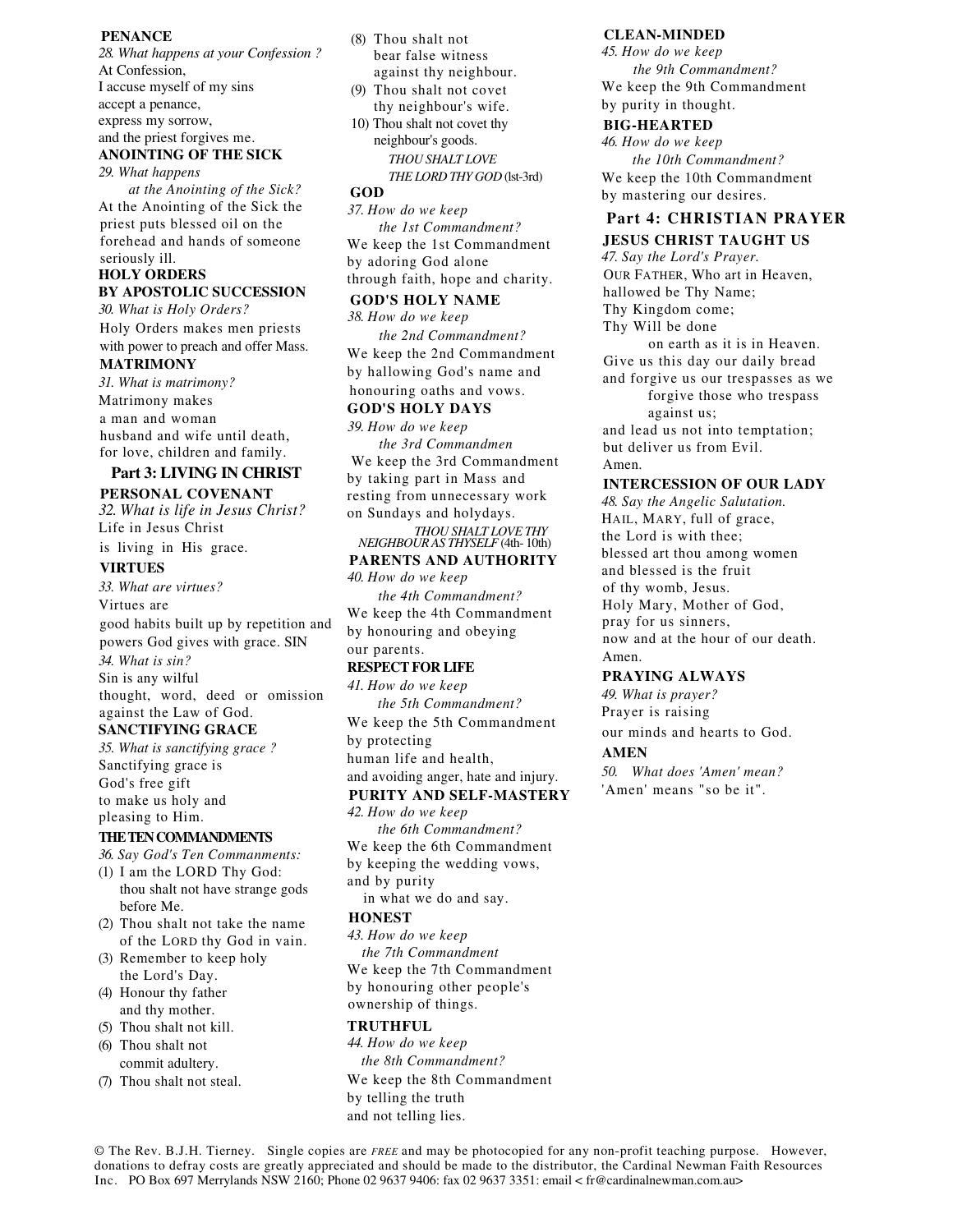**PENANCE**

*28. What happens at your Confession ?*

At Confession,
I accuse myself of my sins
accept a penance,
express my sorrow,
and the priest forgives me.

**ANOINTING OF THE SICK**

*29. What happens at the Anointing of the Sick?*

At the Anointing of the Sick the priest puts blessed oil on the forehead and hands of someone seriously ill.

**HOLY ORDERS BY APOSTOLIC SUCCESSION**

*30. What is Holy Orders?*

Holy Orders makes men priests with power to preach and offer Mass.

**MATRIMONY**

*31. What is matrimony?*

Matrimony makes
a man and woman
husband and wife until death,
for love, children and family.

## Part 3: LIVING IN CHRIST

**PERSONAL COVENANT**

*32. What is life in Jesus Christ?*

Life in Jesus Christ
is living in His grace.

**VIRTUES**

*33. What are virtues?*

Virtues are
good habits built up by repetition and powers God gives with grace.

**SIN**

*34. What is sin?*

Sin is any wilful
thought, word, deed or omission against the Law of God.

**SANCTIFYING GRACE**

*35. What is sanctifying grace ?*

Sanctifying grace is
God's free gift
to make us holy and
pleasing to Him.

**THE TEN COMMANDMENTS**

*36. Say God's Ten Commanments:*

(1) I am the LORD Thy God: thou shalt not have strange gods before Me.
(2) Thou shalt not take the name of the LORD thy God in vain.
(3) Remember to keep holy the Lord's Day.
(4) Honour thy father and thy mother.
(5) Thou shalt not kill.
(6) Thou shalt not commit adultery.
(7) Thou shalt not steal.
(8) Thou shalt not bear false witness against thy neighbour.
(9) Thou shalt not covet thy neighbour's wife.
10) Thou shalt not covet thy neighbour's goods.

*THOU SHALT LOVE THE LORD THY GOD* (lst-3rd)

**GOD**

*37. How do we keep the 1st Commandment?*

We keep the 1st Commandment
by adoring God alone
through faith, hope and charity.

**GOD'S HOLY NAME**

*38. How do we keep the 2nd Commandment?*

We keep the 2nd Commandment
by hallowing God's name and
honouring oaths and vows.

**GOD'S HOLY DAYS**

*39. How do we keep the 3rd Commandmen*

We keep the 3rd Commandment
by taking part in Mass and
resting from unnecessary work
on Sundays and holydays.

*THOU SHALT LOVE THY NEIGHBOUR AS THYSELF* (4th- 10th)

**PARENTS AND AUTHORITY**

*40. How do we keep the 4th Commandment?*

We keep the 4th Commandment
by honouring and obeying
our parents.

**RESPECT FOR LIFE**

*41. How do we keep the 5th Commandment?*

We keep the 5th Commandment
by protecting
human life and health,
and avoiding anger, hate and injury.

**PURITY AND SELF-MASTERY**

*42. How do we keep the 6th Commandment?*

We keep the 6th Commandment
by keeping the wedding vows,
and by purity
in what we do and say.

**HONEST**

*43. How do we keep the 7th Commandment*

We keep the 7th Commandment
by honouring other people's
ownership of things.

**TRUTHFUL**

*44. How do we keep the 8th Commandment?*

We keep the 8th Commandment
by telling the truth
and not telling lies.

**CLEAN-MINDED**

*45. How do we keep the 9th Commandment?*

We keep the 9th Commandment
by purity in thought.

**BIG-HEARTED**

*46. How do we keep the 10th Commandment?*

We keep the 10th Commandment
by mastering our desires.

## Part 4: CHRISTIAN PRAYER

**JESUS CHRIST TAUGHT US**

*47. Say the Lord's Prayer.*

OUR FATHER, Who art in Heaven,
hallowed be Thy Name;
Thy Kingdom come;
Thy Will be done
on earth as it is in Heaven.
Give us this day our daily bread
and forgive us our trespasses as we forgive those who trespass against us;
and lead us not into temptation;
but deliver us from Evil.
Amen.

**INTERCESSION OF OUR LADY**

*48. Say the Angelic Salutation.*

HAIL, MARY, full of grace,
the Lord is with thee;
blessed art thou among women
and blessed is the fruit
of thy womb, Jesus.
Holy Mary, Mother of God,
pray for us sinners,
now and at the hour of our death.
Amen.

**PRAYING ALWAYS**

*49. What is prayer?*

Prayer is raising
our minds and hearts to God.

**AMEN**

*50. What does 'Amen' mean?*

'Amen' means "so be it".

© The Rev. B.J.H. Tierney. Single copies are *FREE* and may be photocopied for any non-profit teaching purpose. However, donations to defray costs are greatly appreciated and should be made to the distributor, the Cardinal Newman Faith Resources Inc. PO Box 697 Merrylands NSW 2160; Phone 02 9637 9406: fax 02 9637 3351: email < fr@cardinalnewman.com.au>